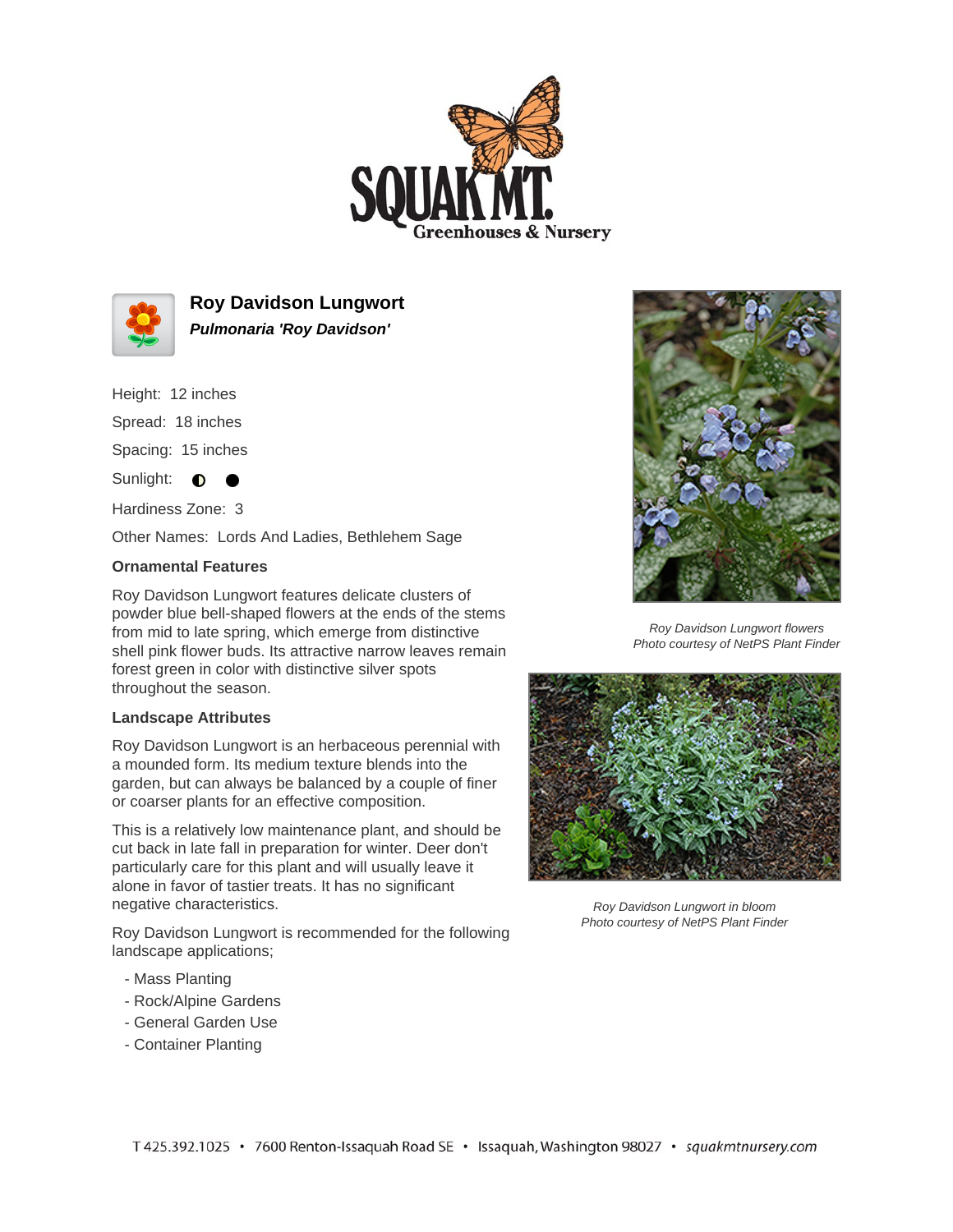# Roy Davidson Lungwort

***Pulmonaria 'Roy Davidson'***

Height: 12 inches

Spread: 18 inches

Spacing: 15 inches

Sunlight: ◐ ●

Hardiness Zone: 3

Other Names: Lords And Ladies, Bethlehem Sage

### Ornamental Features

Roy Davidson Lungwort features delicate clusters of powder blue bell-shaped flowers at the ends of the stems from mid to late spring, which emerge from distinctive shell pink flower buds. Its attractive narrow leaves remain forest green in color with distinctive silver spots throughout the season.

### Landscape Attributes

Roy Davidson Lungwort is an herbaceous perennial with a mounded form. Its medium texture blends into the garden, but can always be balanced by a couple of finer or coarser plants for an effective composition.

This is a relatively low maintenance plant, and should be cut back in late fall in preparation for winter. Deer don't particularly care for this plant and will usually leave it alone in favor of tastier treats. It has no significant negative characteristics.

Roy Davidson Lungwort is recommended for the following landscape applications;

- Mass Planting
- Rock/Alpine Gardens
- General Garden Use
- Container Planting

*Roy Davidson Lungwort flowers*
*Photo courtesy of NetPS Plant Finder*

*Roy Davidson Lungwort in bloom*
*Photo courtesy of NetPS Plant Finder*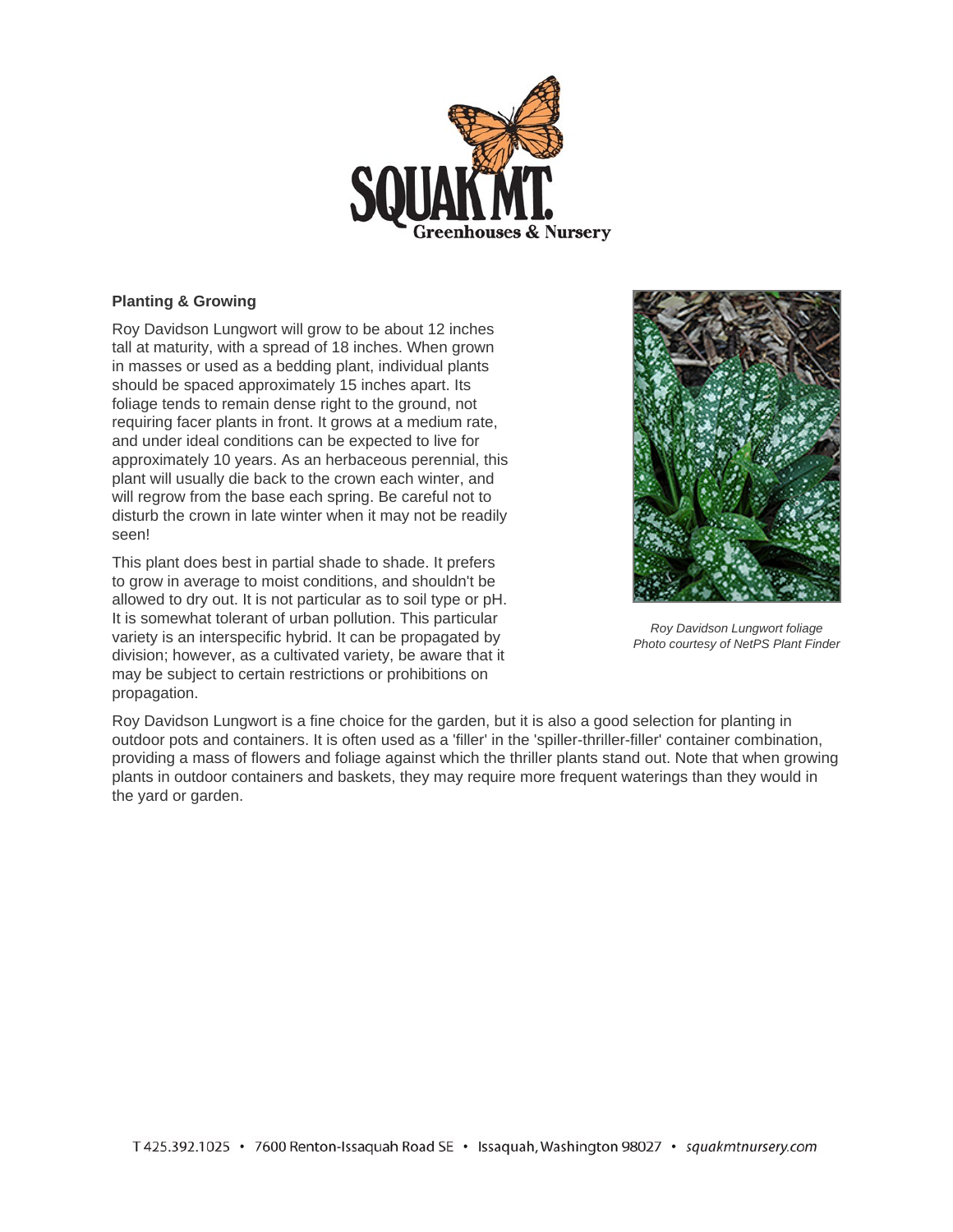## Planting & Growing

Roy Davidson Lungwort will grow to be about 12 inches tall at maturity, with a spread of 18 inches. When grown in masses or used as a bedding plant, individual plants should be spaced approximately 15 inches apart. Its foliage tends to remain dense right to the ground, not requiring facer plants in front. It grows at a medium rate, and under ideal conditions can be expected to live for approximately 10 years. As an herbaceous perennial, this plant will usually die back to the crown each winter, and will regrow from the base each spring. Be careful not to disturb the crown in late winter when it may not be readily seen!

This plant does best in partial shade to shade. It prefers to grow in average to moist conditions, and shouldn't be allowed to dry out. It is not particular as to soil type or pH. It is somewhat tolerant of urban pollution. This particular variety is an interspecific hybrid. It can be propagated by division; however, as a cultivated variety, be aware that it may be subject to certain restrictions or prohibitions on propagation.

*Roy Davidson Lungwort foliage*
*Photo courtesy of NetPS Plant Finder*

Roy Davidson Lungwort is a fine choice for the garden, but it is also a good selection for planting in outdoor pots and containers. It is often used as a 'filler' in the 'spiller-thriller-filler' container combination, providing a mass of flowers and foliage against which the thriller plants stand out. Note that when growing plants in outdoor containers and baskets, they may require more frequent waterings than they would in the yard or garden.